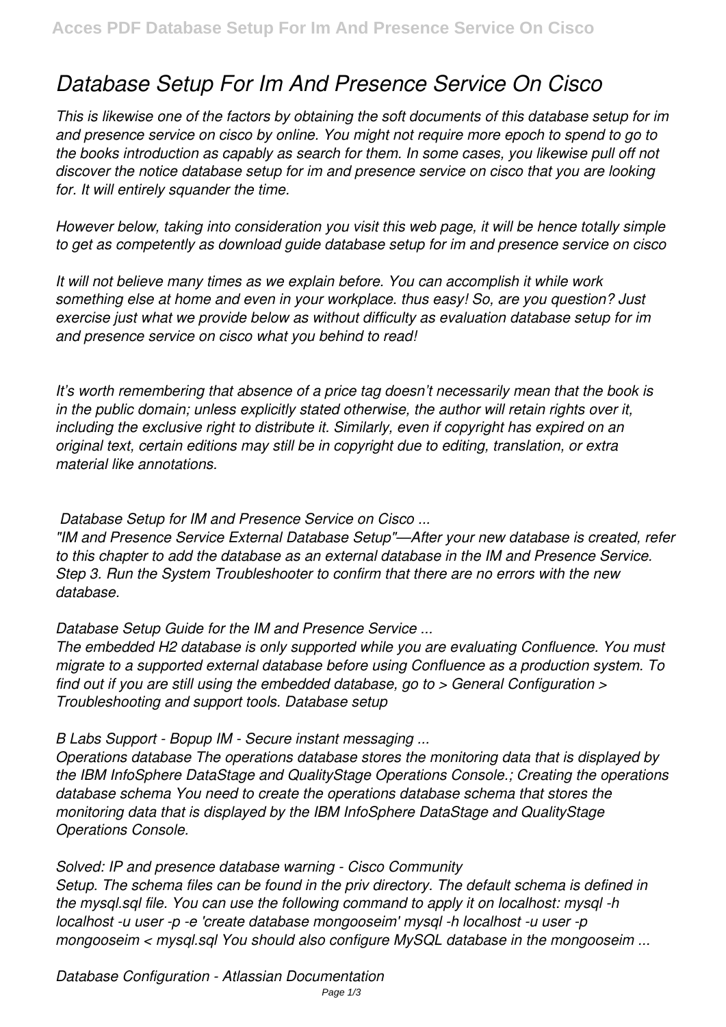# *Database Setup For Im And Presence Service On Cisco*

*This is likewise one of the factors by obtaining the soft documents of this database setup for im and presence service on cisco by online. You might not require more epoch to spend to go to the books introduction as capably as search for them. In some cases, you likewise pull off not discover the notice database setup for im and presence service on cisco that you are looking for. It will entirely squander the time.*

*However below, taking into consideration you visit this web page, it will be hence totally simple to get as competently as download guide database setup for im and presence service on cisco*

*It will not believe many times as we explain before. You can accomplish it while work something else at home and even in your workplace. thus easy! So, are you question? Just exercise just what we provide below as without difficulty as evaluation database setup for im and presence service on cisco what you behind to read!*

*It's worth remembering that absence of a price tag doesn't necessarily mean that the book is in the public domain; unless explicitly stated otherwise, the author will retain rights over it, including the exclusive right to distribute it. Similarly, even if copyright has expired on an original text, certain editions may still be in copyright due to editing, translation, or extra material like annotations.*

***Database Setup for IM and Presence Service on Cisco ...***

*"IM and Presence Service External Database Setup"—After your new database is created, refer to this chapter to add the database as an external database in the IM and Presence Service. Step 3. Run the System Troubleshooter to confirm that there are no errors with the new database.*

***Database Setup Guide for the IM and Presence Service ...***

*The embedded H2 database is only supported while you are evaluating Confluence. You must migrate to a supported external database before using Confluence as a production system. To find out if you are still using the embedded database, go to > General Configuration > Troubleshooting and support tools. Database setup*

***B Labs Support - Bopup IM - Secure instant messaging ...***

*Operations database The operations database stores the monitoring data that is displayed by the IBM InfoSphere DataStage and QualityStage Operations Console.; Creating the operations database schema You need to create the operations database schema that stores the monitoring data that is displayed by the IBM InfoSphere DataStage and QualityStage Operations Console.*

***Solved: IP and presence database warning - Cisco Community***

*Setup. The schema files can be found in the priv directory. The default schema is defined in the mysql.sql file. You can use the following command to apply it on localhost: mysql -h localhost -u user -p -e 'create database mongooseim' mysql -h localhost -u user -p mongooseim < mysql.sql You should also configure MySQL database in the mongooseim ...*

***Database Configuration - Atlassian Documentation***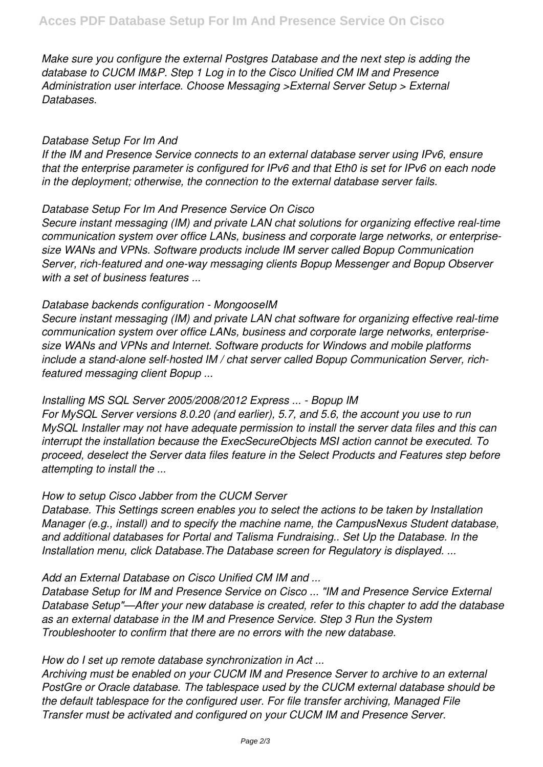*Make sure you configure the external Postgres Database and the next step is adding the database to CUCM IM&P. Step 1 Log in to the Cisco Unified CM IM and Presence Administration user interface. Choose Messaging >External Server Setup > External Databases.*

### *Database Setup For Im And*

*If the IM and Presence Service connects to an external database server using IPv6, ensure that the enterprise parameter is configured for IPv6 and that Eth0 is set for IPv6 on each node in the deployment; otherwise, the connection to the external database server fails.*

### *Database Setup For Im And Presence Service On Cisco*

*Secure instant messaging (IM) and private LAN chat solutions for organizing effective real-time communication system over office LANs, business and corporate large networks, or enterprise-size WANs and VPNs. Software products include IM server called Bopup Communication Server, rich-featured and one-way messaging clients Bopup Messenger and Bopup Observer with a set of business features ...*

### *Database backends configuration - MongooseIM*

*Secure instant messaging (IM) and private LAN chat software for organizing effective real-time communication system over office LANs, business and corporate large networks, enterprise-size WANs and VPNs and Internet. Software products for Windows and mobile platforms include a stand-alone self-hosted IM / chat server called Bopup Communication Server, rich-featured messaging client Bopup ...*

### *Installing MS SQL Server 2005/2008/2012 Express ... - Bopup IM*

*For MySQL Server versions 8.0.20 (and earlier), 5.7, and 5.6, the account you use to run MySQL Installer may not have adequate permission to install the server data files and this can interrupt the installation because the ExecSecureObjects MSI action cannot be executed. To proceed, deselect the Server data files feature in the Select Products and Features step before attempting to install the ...*

### *How to setup Cisco Jabber from the CUCM Server*

*Database. This Settings screen enables you to select the actions to be taken by Installation Manager (e.g., install) and to specify the machine name, the CampusNexus Student database, and additional databases for Portal and Talisma Fundraising.. Set Up the Database. In the Installation menu, click Database.The Database screen for Regulatory is displayed. ...*

### *Add an External Database on Cisco Unified CM IM and ...*

*Database Setup for IM and Presence Service on Cisco ... "IM and Presence Service External Database Setup"—After your new database is created, refer to this chapter to add the database as an external database in the IM and Presence Service. Step 3 Run the System Troubleshooter to confirm that there are no errors with the new database.*

### *How do I set up remote database synchronization in Act ...*

*Archiving must be enabled on your CUCM IM and Presence Server to archive to an external PostGre or Oracle database. The tablespace used by the CUCM external database should be the default tablespace for the configured user. For file transfer archiving, Managed File Transfer must be activated and configured on your CUCM IM and Presence Server.*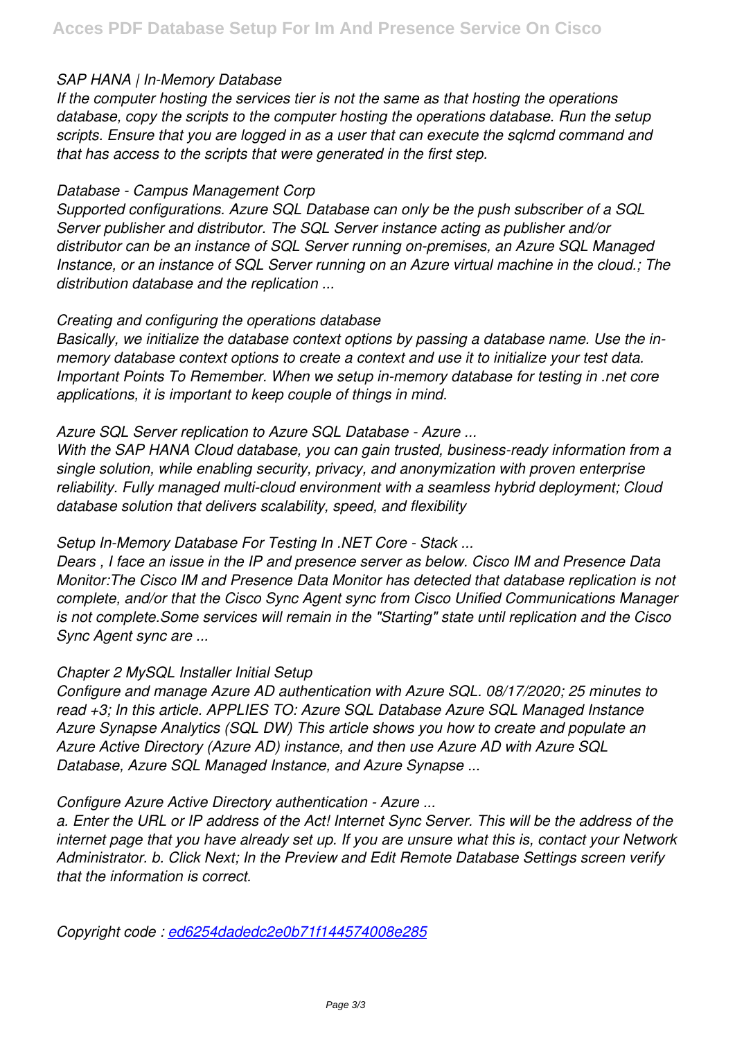*SAP HANA | In-Memory Database*

*If the computer hosting the services tier is not the same as that hosting the operations database, copy the scripts to the computer hosting the operations database. Run the setup scripts. Ensure that you are logged in as a user that can execute the sqlcmd command and that has access to the scripts that were generated in the first step.*

*Database - Campus Management Corp*

*Supported configurations. Azure SQL Database can only be the push subscriber of a SQL Server publisher and distributor. The SQL Server instance acting as publisher and/or distributor can be an instance of SQL Server running on-premises, an Azure SQL Managed Instance, or an instance of SQL Server running on an Azure virtual machine in the cloud.; The distribution database and the replication ...*

*Creating and configuring the operations database*

*Basically, we initialize the database context options by passing a database name. Use the in-memory database context options to create a context and use it to initialize your test data. Important Points To Remember. When we setup in-memory database for testing in .net core applications, it is important to keep couple of things in mind.*

*Azure SQL Server replication to Azure SQL Database - Azure ...*

*With the SAP HANA Cloud database, you can gain trusted, business-ready information from a single solution, while enabling security, privacy, and anonymization with proven enterprise reliability. Fully managed multi-cloud environment with a seamless hybrid deployment; Cloud database solution that delivers scalability, speed, and flexibility*

*Setup In-Memory Database For Testing In .NET Core - Stack ...*

*Dears , I face an issue in the IP and presence server as below. Cisco IM and Presence Data Monitor:The Cisco IM and Presence Data Monitor has detected that database replication is not complete, and/or that the Cisco Sync Agent sync from Cisco Unified Communications Manager is not complete.Some services will remain in the "Starting" state until replication and the Cisco Sync Agent sync are ...*

*Chapter 2 MySQL Installer Initial Setup*

*Configure and manage Azure AD authentication with Azure SQL. 08/17/2020; 25 minutes to read +3; In this article. APPLIES TO: Azure SQL Database Azure SQL Managed Instance Azure Synapse Analytics (SQL DW) This article shows you how to create and populate an Azure Active Directory (Azure AD) instance, and then use Azure AD with Azure SQL Database, Azure SQL Managed Instance, and Azure Synapse ...*

*Configure Azure Active Directory authentication - Azure ...*

*a. Enter the URL or IP address of the Act! Internet Sync Server. This will be the address of the internet page that you have already set up. If you are unsure what this is, contact your Network Administrator. b. Click Next; In the Preview and Edit Remote Database Settings screen verify that the information is correct.*

*Copyright code : ed6254dadedc2e0b71f144574008e285*